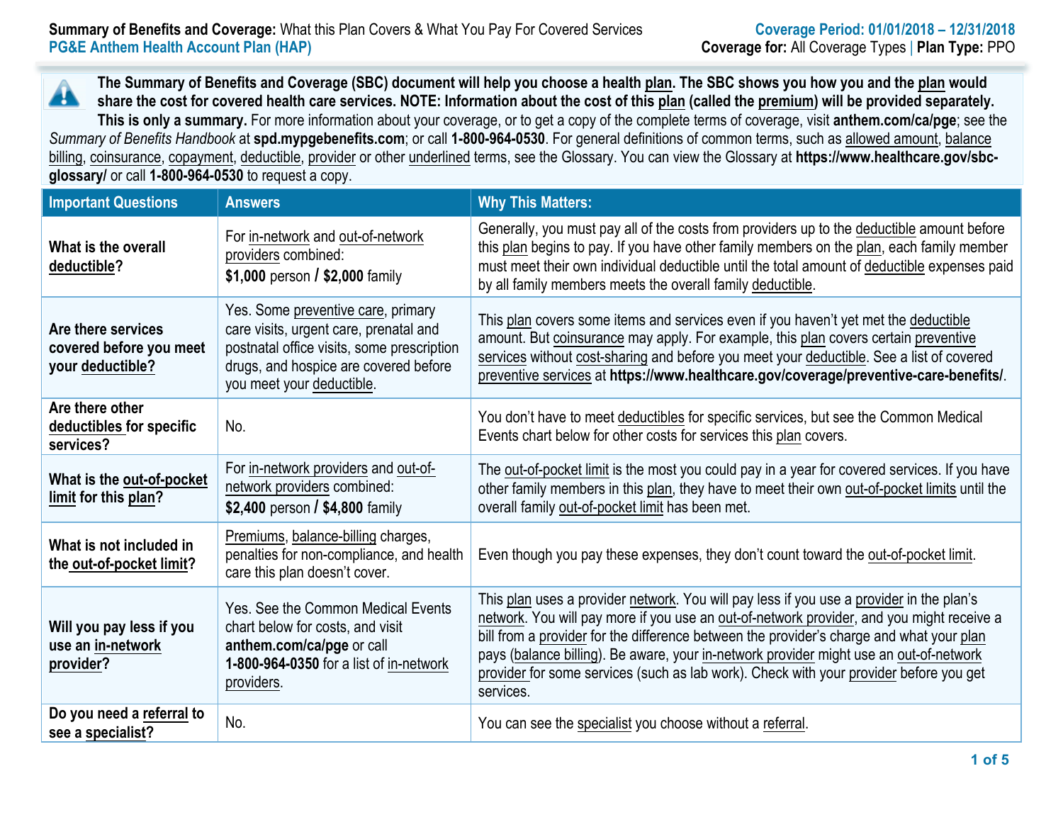**Summary of Benefits and Coverage:** What this Plan Covers & What You Pay For Covered Services
**PG&E Anthem Health Account Plan (HAP)**

**Coverage Period: 01/01/2018 – 12/31/2018**
**Coverage for:** All Coverage Types | **Plan Type:** PPO

**The Summary of Benefits and Coverage (SBC) document will help you choose a health plan. The SBC shows you how you and the plan would share the cost for covered health care services. NOTE: Information about the cost of this plan (called the premium) will be provided separately. This is only a summary.** For more information about your coverage, or to get a copy of the complete terms of coverage, visit **anthem.com/ca/pge**; see the *Summary of Benefits Handbook* at **spd.mypgebenefits.com**; or call **1-800-964-0530**. For general definitions of common terms, such as allowed amount, balance billing, coinsurance, copayment, deductible, provider or other underlined terms, see the Glossary. You can view the Glossary at **https://www.healthcare.gov/sbc-glossary/** or call **1-800-964-0530** to request a copy.

| Important Questions | Answers | Why This Matters: |
|---|---|---|
| **What is the overall deductible?** | For in-network and out-of-network providers combined: **$1,000** person / **$2,000** family | Generally, you must pay all of the costs from providers up to the deductible amount before this plan begins to pay. If you have other family members on the plan, each family member must meet their own individual deductible until the total amount of deductible expenses paid by all family members meets the overall family deductible. |
| **Are there services covered before you meet your deductible?** | Yes. Some preventive care, primary care visits, urgent care, prenatal and postnatal office visits, some prescription drugs, and hospice are covered before you meet your deductible. | This plan covers some items and services even if you haven't yet met the deductible amount. But coinsurance may apply. For example, this plan covers certain preventive services without cost-sharing and before you meet your deductible. See a list of covered preventive services at **https://www.healthcare.gov/coverage/preventive-care-benefits/**. |
| **Are there other deductibles for specific services?** | No. | You don't have to meet deductibles for specific services, but see the Common Medical Events chart below for other costs for services this plan covers. |
| **What is the out-of-pocket limit for this plan?** | For in-network providers and out-of-network providers combined: **$2,400** person / **$4,800** family | The out-of-pocket limit is the most you could pay in a year for covered services. If you have other family members in this plan, they have to meet their own out-of-pocket limits until the overall family out-of-pocket limit has been met. |
| **What is not included in the out-of-pocket limit?** | Premiums, balance-billing charges, penalties for non-compliance, and health care this plan doesn't cover. | Even though you pay these expenses, they don't count toward the out-of-pocket limit. |
| **Will you pay less if you use an in-network provider?** | Yes. See the Common Medical Events chart below for costs, and visit **anthem.com/ca/pge** or call **1-800-964-0350** for a list of in-network providers. | This plan uses a provider network. You will pay less if you use a provider in the plan's network. You will pay more if you use an out-of-network provider, and you might receive a bill from a provider for the difference between the provider's charge and what your plan pays (balance billing). Be aware, your in-network provider might use an out-of-network provider for some services (such as lab work). Check with your provider before you get services. |
| **Do you need a referral to see a specialist?** | No. | You can see the specialist you choose without a referral. |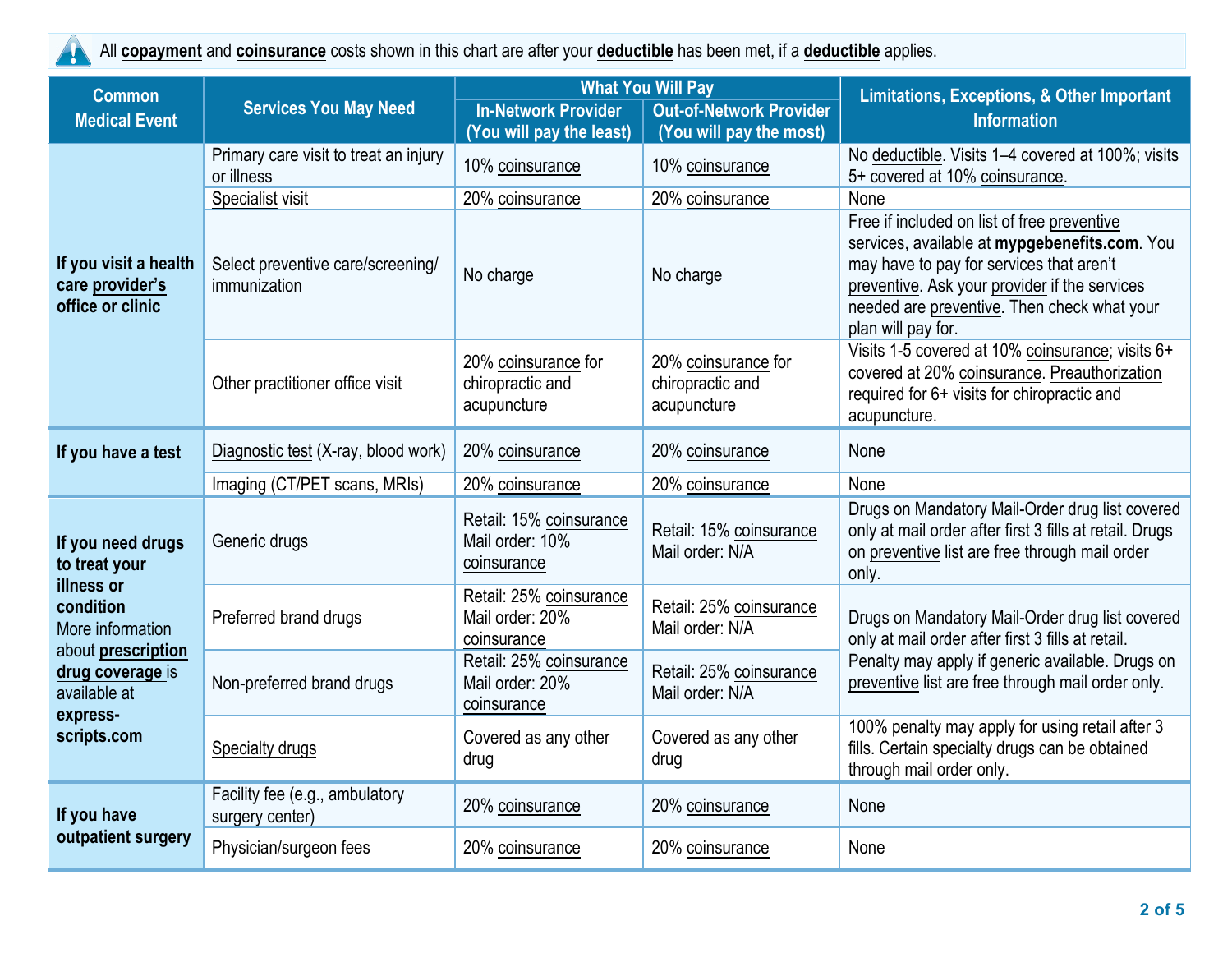All **copayment** and **coinsurance** costs shown in this chart are after your **deductible** has been met, if a **deductible** applies.

| Common Medical Event | Services You May Need | What You Will Pay | | Limitations, Exceptions, & Other Important Information |
|---|---|---|---|---|
| | | In-Network Provider (You will pay the least) | Out-of-Network Provider (You will pay the most) | |
| **If you visit a health care provider's office or clinic** | Primary care visit to treat an injury or illness | 10% coinsurance | 10% coinsurance | No deductible. Visits 1–4 covered at 100%; visits 5+ covered at 10% coinsurance. |
| | Specialist visit | 20% coinsurance | 20% coinsurance | None |
| | Select preventive care/screening/ immunization | No charge | No charge | Free if included on list of free preventive services, available at **mypgebenefits.com**. You may have to pay for services that aren't preventive. Ask your provider if the services needed are preventive. Then check what your plan will pay for. |
| | Other practitioner office visit | 20% coinsurance for chiropractic and acupuncture | 20% coinsurance for chiropractic and acupuncture | Visits 1-5 covered at 10% coinsurance; visits 6+ covered at 20% coinsurance. Preauthorization required for 6+ visits for chiropractic and acupuncture. |
| **If you have a test** | Diagnostic test (X-ray, blood work) | 20% coinsurance | 20% coinsurance | None |
| | Imaging (CT/PET scans, MRIs) | 20% coinsurance | 20% coinsurance | None |
| **If you need drugs to treat your illness or condition** More information about **prescription drug coverage** is available at **express-scripts.com** | Generic drugs | Retail: 15% coinsurance Mail order: 10% coinsurance | Retail: 15% coinsurance Mail order: N/A | Drugs on Mandatory Mail-Order drug list covered only at mail order after first 3 fills at retail. Drugs on preventive list are free through mail order only. |
| | Preferred brand drugs | Retail: 25% coinsurance Mail order: 20% coinsurance | Retail: 25% coinsurance Mail order: N/A | Drugs on Mandatory Mail-Order drug list covered only at mail order after first 3 fills at retail. Penalty may apply if generic available. Drugs on preventive list are free through mail order only. |
| | Non-preferred brand drugs | Retail: 25% coinsurance Mail order: 20% coinsurance | Retail: 25% coinsurance Mail order: N/A | |
| | Specialty drugs | Covered as any other drug | Covered as any other drug | 100% penalty may apply for using retail after 3 fills. Certain specialty drugs can be obtained through mail order only. |
| **If you have outpatient surgery** | Facility fee (e.g., ambulatory surgery center) | 20% coinsurance | 20% coinsurance | None |
| | Physician/surgeon fees | 20% coinsurance | 20% coinsurance | None |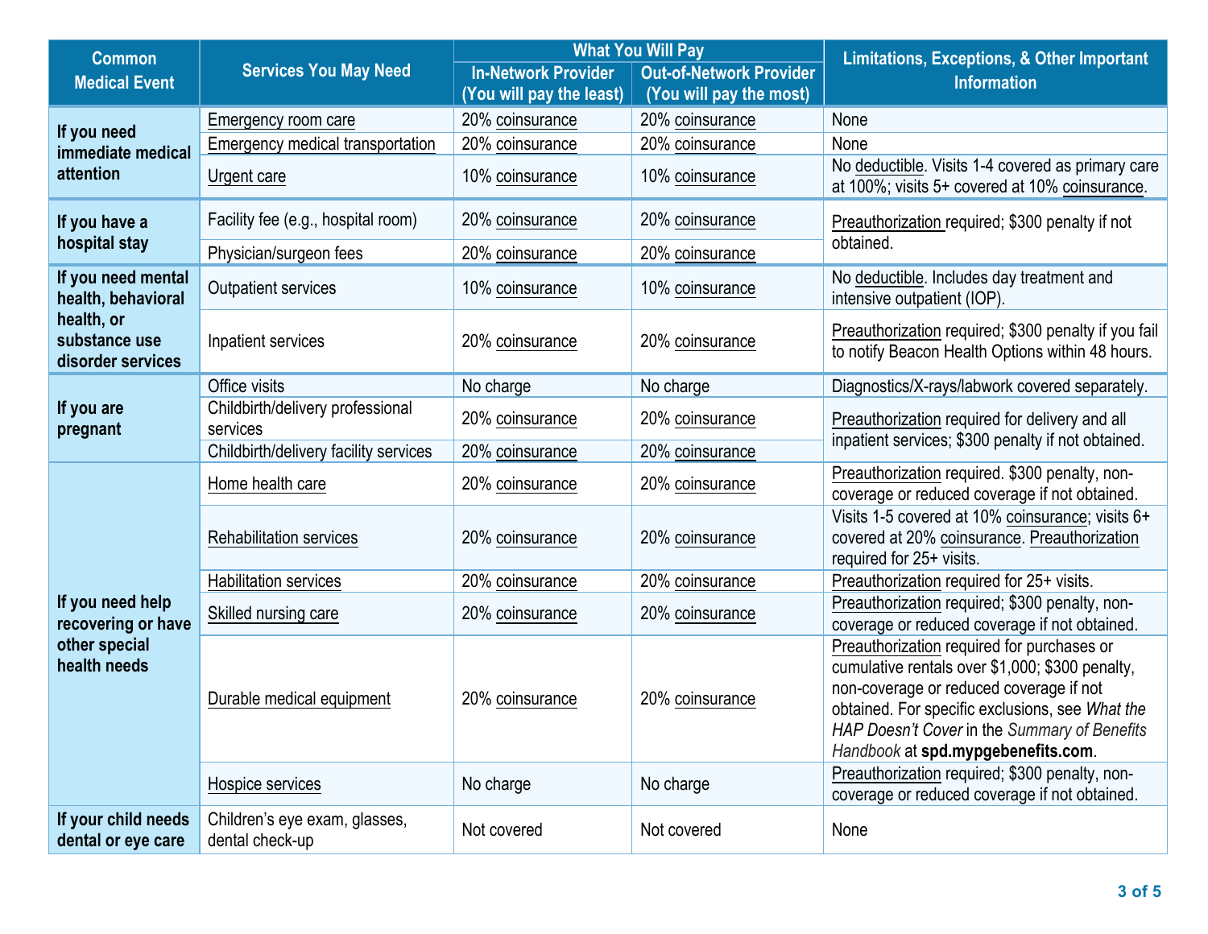| Common Medical Event | Services You May Need | What You Will Pay | | Limitations, Exceptions, & Other Important Information |
|---|---|---|---|---|
| | | In-Network Provider (You will pay the least) | Out-of-Network Provider (You will pay the most) | |
| If you need immediate medical attention | Emergency room care | 20% coinsurance | 20% coinsurance | None |
| | Emergency medical transportation | 20% coinsurance | 20% coinsurance | None |
| | Urgent care | 10% coinsurance | 10% coinsurance | No deductible. Visits 1-4 covered as primary care at 100%; visits 5+ covered at 10% coinsurance. |
| If you have a hospital stay | Facility fee (e.g., hospital room) | 20% coinsurance | 20% coinsurance | Preauthorization required; $300 penalty if not obtained. |
| | Physician/surgeon fees | 20% coinsurance | 20% coinsurance | |
| If you need mental health, behavioral health, or substance use disorder services | Outpatient services | 10% coinsurance | 10% coinsurance | No deductible. Includes day treatment and intensive outpatient (IOP). |
| | Inpatient services | 20% coinsurance | 20% coinsurance | Preauthorization required; $300 penalty if you fail to notify Beacon Health Options within 48 hours. |
| If you are pregnant | Office visits | No charge | No charge | Diagnostics/X-rays/labwork covered separately. |
| | Childbirth/delivery professional services | 20% coinsurance | 20% coinsurance | Preauthorization required for delivery and all inpatient services; $300 penalty if not obtained. |
| | Childbirth/delivery facility services | 20% coinsurance | 20% coinsurance | |
| If you need help recovering or have other special health needs | Home health care | 20% coinsurance | 20% coinsurance | Preauthorization required. $300 penalty, non-coverage or reduced coverage if not obtained. |
| | Rehabilitation services | 20% coinsurance | 20% coinsurance | Visits 1-5 covered at 10% coinsurance; visits 6+ covered at 20% coinsurance. Preauthorization required for 25+ visits. |
| | Habilitation services | 20% coinsurance | 20% coinsurance | Preauthorization required for 25+ visits. |
| | Skilled nursing care | 20% coinsurance | 20% coinsurance | Preauthorization required; $300 penalty, non-coverage or reduced coverage if not obtained. |
| | Durable medical equipment | 20% coinsurance | 20% coinsurance | Preauthorization required for purchases or cumulative rentals over $1,000; $300 penalty, non-coverage or reduced coverage if not obtained. For specific exclusions, see *What the HAP Doesn't Cover* in the *Summary of Benefits Handbook* at **spd.mypgebenefits.com**. |
| | Hospice services | No charge | No charge | Preauthorization required; $300 penalty, non-coverage or reduced coverage if not obtained. |
| If your child needs dental or eye care | Children's eye exam, glasses, dental check-up | Not covered | Not covered | None |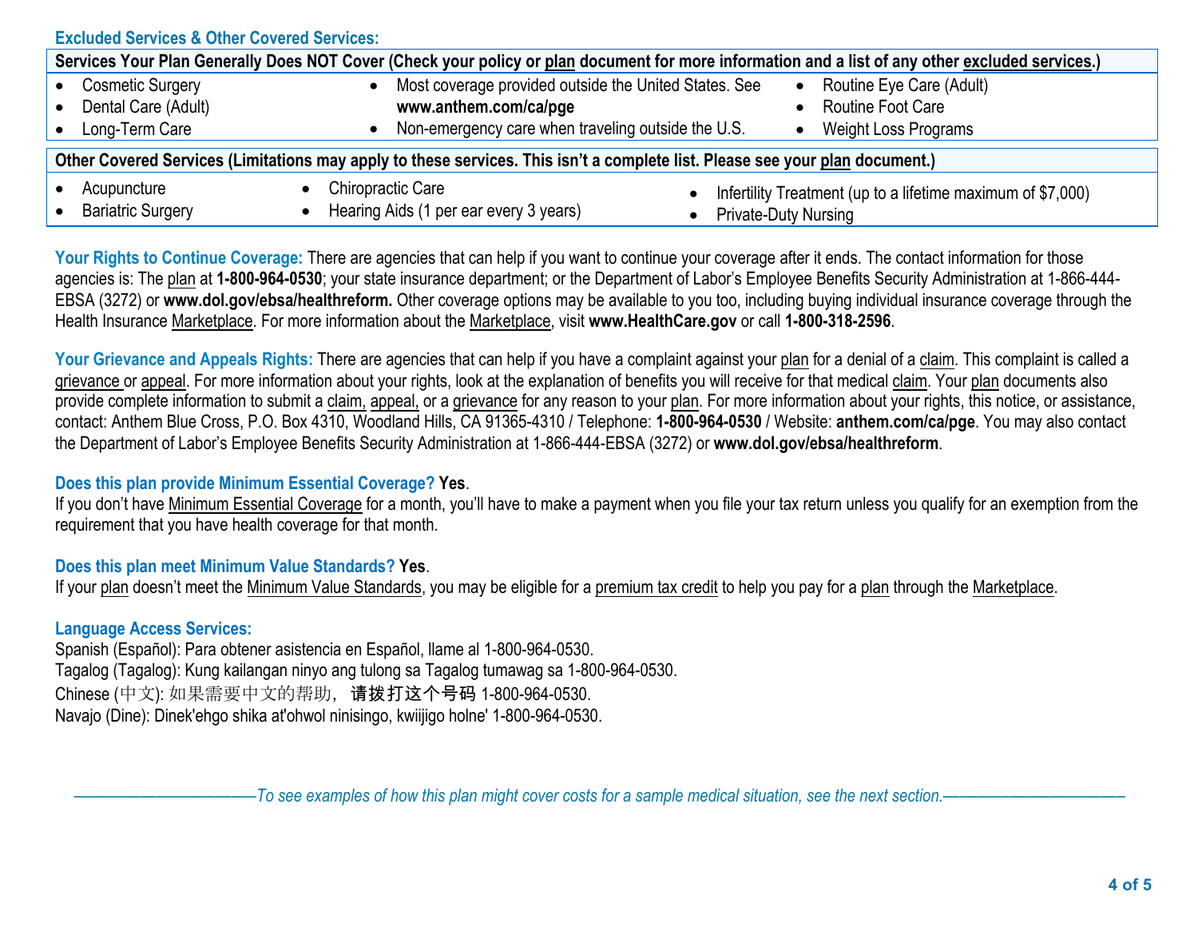### Excluded Services & Other Covered Services:

**Services Your Plan Generally Does NOT Cover (Check your policy or plan document for more information and a list of any other excluded services.)**

- Cosmetic Surgery
- Dental Care (Adult)
- Long-Term Care
- Most coverage provided outside the United States. See **www.anthem.com/ca/pge**
- Non-emergency care when traveling outside the U.S.
- Routine Eye Care (Adult)
- Routine Foot Care
- Weight Loss Programs

**Other Covered Services (Limitations may apply to these services. This isn't a complete list. Please see your plan document.)**

- Acupuncture
- Bariatric Surgery
- Chiropractic Care
- Hearing Aids (1 per ear every 3 years)
- Infertility Treatment (up to a lifetime maximum of $7,000)
- Private-Duty Nursing

**Your Rights to Continue Coverage:** There are agencies that can help if you want to continue your coverage after it ends. The contact information for those agencies is: The plan at **1-800-964-0530**; your state insurance department; or the Department of Labor's Employee Benefits Security Administration at 1-866-444-EBSA (3272) or **www.dol.gov/ebsa/healthreform.** Other coverage options may be available to you too, including buying individual insurance coverage through the Health Insurance Marketplace. For more information about the Marketplace, visit **www.HealthCare.gov** or call **1-800-318-2596**.

**Your Grievance and Appeals Rights:** There are agencies that can help if you have a complaint against your plan for a denial of a claim. This complaint is called a grievance or appeal. For more information about your rights, look at the explanation of benefits you will receive for that medical claim. Your plan documents also provide complete information to submit a claim, appeal, or a grievance for any reason to your plan. For more information about your rights, this notice, or assistance, contact: Anthem Blue Cross, P.O. Box 4310, Woodland Hills, CA 91365-4310 / Telephone: **1-800-964-0530** / Website: **anthem.com/ca/pge**. You may also contact the Department of Labor's Employee Benefits Security Administration at 1-866-444-EBSA (3272) or **www.dol.gov/ebsa/healthreform**.

**Does this plan provide Minimum Essential Coverage? Yes**.

If you don't have Minimum Essential Coverage for a month, you'll have to make a payment when you file your tax return unless you qualify for an exemption from the requirement that you have health coverage for that month.

**Does this plan meet Minimum Value Standards? Yes**.

If your plan doesn't meet the Minimum Value Standards, you may be eligible for a premium tax credit to help you pay for a plan through the Marketplace.

**Language Access Services:**

Spanish (Español): Para obtener asistencia en Español, llame al 1-800-964-0530.
Tagalog (Tagalog): Kung kailangan ninyo ang tulong sa Tagalog tumawag sa 1-800-964-0530.
Chinese (中文): 如果需要中文的帮助，请拨打这个号码 1-800-964-0530.
Navajo (Dine): Dinek'ehgo shika at'ohwol ninisingo, kwiijigo holne' 1-800-964-0530.

*——————————To see examples of how this plan might cover costs for a sample medical situation, see the next section.——————————*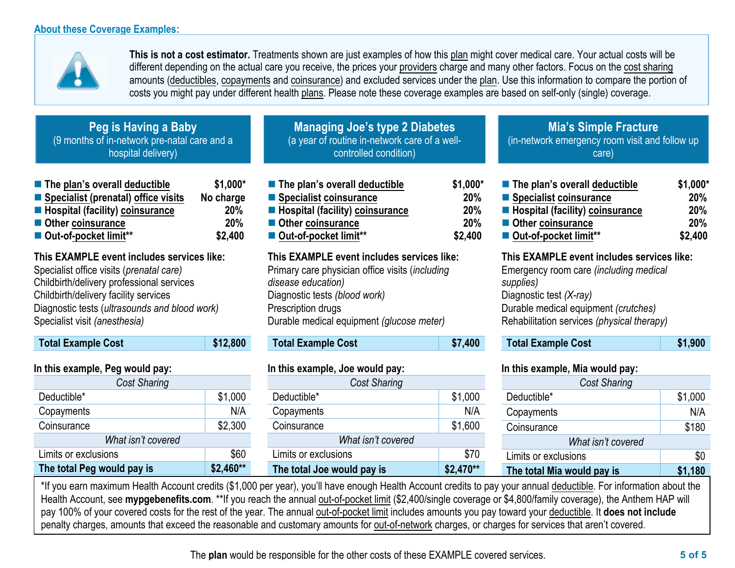## About these Coverage Examples:

**This is not a cost estimator.** Treatments shown are just examples of how this plan might cover medical care. Your actual costs will be different depending on the actual care you receive, the prices your providers charge and many other factors. Focus on the cost sharing amounts (deductibles, copayments and coinsurance) and excluded services under the plan. Use this information to compare the portion of costs you might pay under different health plans. Please note these coverage examples are based on self-only (single) coverage.

### Peg is Having a Baby
(9 months of in-network pre-natal care and a hospital delivery)

- **The plan's overall deductible** — **$1,000***
- **Specialist (prenatal) office visits** — **No charge**
- **Hospital (facility) coinsurance** — **20%**
- **Other coinsurance** — **20%**
- **Out-of-pocket limit**** — **$2,400**

**This EXAMPLE event includes services like:**
Specialist office visits (*prenatal care)*
Childbirth/delivery professional services
Childbirth/delivery facility services
Diagnostic tests (*ultrasounds and blood work)*
Specialist visit *(anesthesia)*

| **Total Example Cost** | **$12,800** |
|---|---|

**In this example, Peg would pay:**

| *Cost Sharing* | |
|---|---|
| Deductible* | $1,000 |
| Copayments | N/A |
| Coinsurance | $2,300 |
| *What isn't covered* | |
| Limits or exclusions | $60 |
| **The total Peg would pay is** | **$2,460**** |

### Managing Joe's type 2 Diabetes
(a year of routine in-network care of a well-controlled condition)

- **The plan's overall deductible** — **$1,000***
- **Specialist coinsurance** — **20%**
- **Hospital (facility) coinsurance** — **20%**
- **Other coinsurance** — **20%**
- **Out-of-pocket limit**** — **$2,400**

**This EXAMPLE event includes services like:**
Primary care physician office visits (*including disease education)*
Diagnostic tests *(blood work)*
Prescription drugs
Durable medical equipment *(glucose meter)*

| **Total Example Cost** | **$7,400** |
|---|---|

**In this example, Joe would pay:**

| *Cost Sharing* | |
|---|---|
| Deductible* | $1,000 |
| Copayments | N/A |
| Coinsurance | $1,600 |
| *What isn't covered* | |
| Limits or exclusions | $70 |
| **The total Joe would pay is** | **$2,470**** |

### Mia's Simple Fracture
(in-network emergency room visit and follow up care)

- **The plan's overall deductible** — **$1,000***
- **Specialist coinsurance** — **20%**
- **Hospital (facility) coinsurance** — **20%**
- **Other coinsurance** — **20%**
- **Out-of-pocket limit**** — **$2,400**

**This EXAMPLE event includes services like:**
Emergency room care *(including medical supplies)*
Diagnostic test *(X-ray)*
Durable medical equipment *(crutches)*
Rehabilitation services *(physical therapy)*

| **Total Example Cost** | **$1,900** |
|---|---|

**In this example, Mia would pay:**

| *Cost Sharing* | |
|---|---|
| Deductible* | $1,000 |
| Copayments | N/A |
| Coinsurance | $180 |
| *What isn't covered* | |
| Limits or exclusions | $0 |
| **The total Mia would pay is** | **$1,180** |

*If you earn maximum Health Account credits ($1,000 per year), you'll have enough Health Account credits to pay your annual deductible. For information about the Health Account, see **mypgebenefits.com**. **If you reach the annual out-of-pocket limit ($2,400/single coverage or $4,800/family coverage), the Anthem HAP will pay 100% of your covered costs for the rest of the year. The annual out-of-pocket limit includes amounts you pay toward your deductible. It **does not include** penalty charges, amounts that exceed the reasonable and customary amounts for out-of-network charges, or charges for services that aren't covered.

The **plan** would be responsible for the other costs of these EXAMPLE covered services.